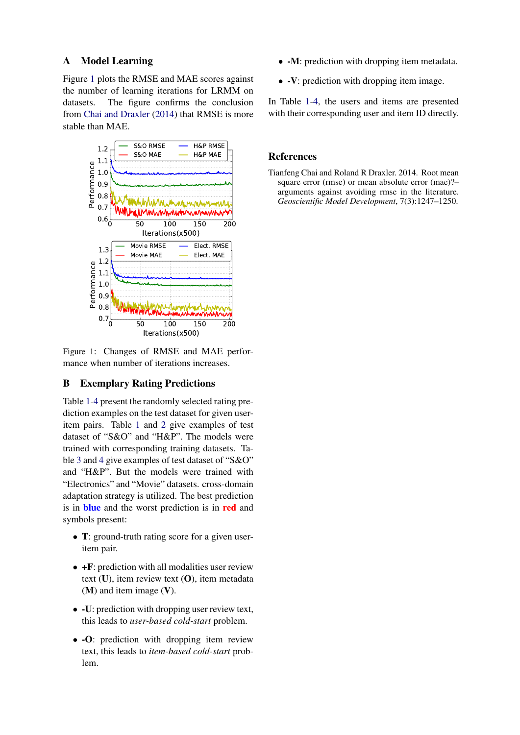## A Model Learning

Figure 1 plots the RMSE and MAE scores against the number of learning iterations for LRMM on datasets. The figure confirms the conclusion from Chai and Draxler (2014) that RMSE is more stable than MAE.

Figure 1: Changes of RMSE and MAE performance when number of iterations increases.

## B Exemplary Rating Predictions

Table 1-4 present the randomly selected rating prediction examples on the test dataset for given user-item pairs. Table 1 and 2 give examples of test dataset of "S&O" and "H&P". The models were trained with corresponding training datasets. Table 3 and 4 give examples of test dataset of "S&O" and "H&P". But the models were trained with "Electronics" and "Movie" datasets. cross-domain adaptation strategy is utilized. The best prediction is in **blue** and the worst prediction is in **red** and symbols present:

- **T**: ground-truth rating score for a given user-item pair.
- **+F**: prediction with all modalities user review text (**U**), item review text (**O**), item metadata (**M**) and item image (**V**).
- **-U**: prediction with dropping user review text, this leads to *user-based cold-start* problem.
- **-O**: prediction with dropping item review text, this leads to *item-based cold-start* problem.
- **-M**: prediction with dropping item metadata.
- **-V**: prediction with dropping item image.

In Table 1-4, the users and items are presented with their corresponding user and item ID directly.

## References

Tianfeng Chai and Roland R Draxler. 2014. Root mean square error (rmse) or mean absolute error (mae)?–arguments against avoiding rmse in the literature. *Geoscientific Model Development*, 7(3):1247–1250.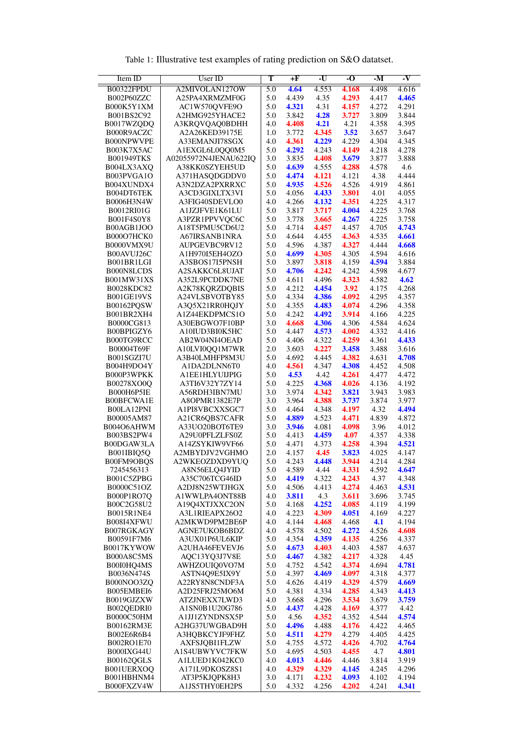Table 1: Illustrative test examples of rating prediction on S&O datatset.

| Item ID | User ID | T | +F | -U | -O | -M | -V |
|---|---|---|---|---|---|---|---|
| B00322FPDU | A2MIVOLAN127OW | 5.0 | **4.64** | 4.553 | **4.168** | 4.498 | 4.616 |
| B002P60ZZC | A25PA4XRMZMF0G | 5.0 | 4.439 | 4.35 | **4.293** | 4.417 | **4.465** |
| B000K5Y1XM | AC1W570QVFE9O | 5.0 | **4.321** | 4.31 | **4.157** | 4.272 | 4.291 |
| B001BS2C92 | A2HMG925YHACE2 | 5.0 | 3.842 | **4.28** | **3.727** | 3.809 | 3.844 |
| B0017WZQDQ | A3KRQVQAQ0BDHH | 4.0 | **4.408** | **4.21** | 4.21 | 4.358 | 4.395 |
| B000R9ACZC | A2A26KED39175E | 1.0 | 3.772 | **4.345** | **3.52** | 3.657 | 3.647 |
| B000NPWVPE | A33EMANJI78SGX | 4.0 | **4.361** | **4.229** | 4.229 | 4.304 | 4.345 |
| B003K7X5AC | A1EXGL6L0QQ0M5 | 5.0 | **4.292** | 4.243 | **4.149** | 4.218 | 4.278 |
| B001949TKS | A02055972N4JENAU622IQ | 3.0 | 3.835 | **4.408** | **3.679** | 3.877 | 3.888 |
| B004LX3AXQ | A38KK0SZYEH5UD | 5.0 | **4.639** | 4.555 | **4.288** | 4.578 | 4.6 |
| B003PVGA1O | A371HASQDGDDV0 | 5.0 | **4.474** | **4.121** | 4.121 | 4.38 | 4.444 |
| B004XUNDX4 | A3N2DZA2PXRRXC | 5.0 | **4.935** | **4.526** | 4.526 | 4.919 | 4.861 |
| B004DT6TEK | A3CD3GIXLTX3VI | 5.0 | 4.056 | **4.433** | **3.801** | 4.01 | 4.055 |
| B0006H3N4W | A3FIG40SDEVLO0 | 4.0 | 4.266 | **4.132** | **4.351** | 4.225 | 4.317 |
| B0012RI01G | A1JZJFVE1K61LU | 5.0 | 3.817 | **3.717** | **4.004** | 4.225 | 3.768 |
| B001F4S0Y8 | A3PZR1PPVVQC6C | 5.0 | 3.778 | **3.665** | **4.267** | 4.225 | 3.758 |
| B00AGB1JOO | A18T5PMU5CD6U2 | 5.0 | 4.714 | **4.457** | 4.457 | 4.705 | **4.743** |
| B000O7HCK0 | A67IRSANB1NRA | 5.0 | 4.644 | 4.455 | **4.363** | 4.535 | **4.661** |
| B0000VMX9U | AUPGEVBC9RV12 | 5.0 | 4.596 | 4.387 | **4.327** | 4.444 | **4.668** |
| B00AVUJ26C | A1H970I5EH4OZO | 5.0 | **4.699** | **4.305** | 4.305 | 4.594 | 4.616 |
| B001BR1LGI | A3SBOS17I5PNSH | 5.0 | 3.897 | **3.818** | 4.159 | **4.594** | 3.884 |
| B000N8LCDS | A2SAKKC6L8UJAT | 5.0 | **4.706** | **4.242** | 4.242 | 4.598 | 4.677 |
| B001MW31XS | A352L9PCDDK7NE | 5.0 | 4.611 | 4.496 | **4.323** | 4.582 | **4.62** |
| B0028KDC82 | A2K78KQRZDQBIS | 5.0 | 4.212 | **4.454** | **3.92** | 4.175 | 4.268 |
| B001GE19VS | A24VLSBVOTBY85 | 5.0 | 4.334 | **4.386** | **4.092** | 4.295 | 4.357 |
| B00162PQSW | A3Q5X21RR0HQJY | 5.0 | 4.355 | **4.483** | **4.074** | 4.296 | 4.358 |
| B001BR2XH4 | A1Z44EKDPMCS1O | 5.0 | 4.242 | **4.492** | **3.914** | 4.166 | 4.225 |
| B0000CG813 | A30EBGWO7F10BP | 3.0 | **4.668** | **4.306** | 4.306 | 4.584 | 4.624 |
| B00BPIGZY6 | A10IUD3BI0K5HC | 5.0 | 4.447 | **4.573** | **4.002** | 4.332 | 4.416 |
| B000TG9RCC | AB2W04NI4OEAD | 5.0 | 4.406 | 4.322 | **4.259** | 4.361 | **4.433** |
| B00004T69F | A10LVI0QQ1M7WR | 2.0 | 3.603 | **4.227** | **3.458** | 3.488 | 3.616 |
| B001SGZI7U | A3B40LMHFP8M3U | 5.0 | 4.692 | 4.445 | **4.382** | 4.631 | **4.708** |
| B004H9DO4Y | A1DA2DLNN6T0 | 4.0 | **4.561** | 4.347 | **4.308** | 4.452 | 4.508 |
| B000P3WPKK | A1EE1HLYUIJPIG | 5.0 | **4.53** | 4.42 | **4.261** | 4.477 | 4.472 |
| B00278XO0Q | A3TI6V32Y7ZY14 | 5.0 | 4.225 | **4.368** | **4.026** | 4.136 | 4.192 |
| B000H6P5IE | A56RDH3IBN7MU | 3.0 | 3.974 | **4.342** | **3.821** | 3.943 | 3.983 |
| B00BFCWA1E | A8OPMR1382E7P | 3.0 | 3.964 | **4.388** | **3.737** | 3.874 | 3.977 |
| B00LA12PNI | A1PI8VBCXXSGC7 | 5.0 | 4.464 | 4.348 | **4.197** | 4.32 | **4.494** |
| B00005AM87 | A21CR6QBS7CAFR | 5.0 | **4.889** | 4.523 | **4.471** | 4.839 | 4.872 |
| B004O6AHWM | A33UO20BOT6TE9 | 3.0 | **3.946** | 4.081 | **4.098** | 3.96 | 4.012 |
| B003BS2PW4 | A29U0PFLZLFS0Z | 5.0 | 4.413 | **4.459** | **4.07** | 4.357 | 4.338 |
| B00DGAW3LA | A14ZSYKIW9VF66 | 5.0 | 4.471 | 4.373 | **4.258** | 4.394 | **4.521** |
| B001IBIQ5Q | A2MBYDJV2VGHMO | 2.0 | 4.157 | **4.45** | **3.823** | 4.025 | 4.147 |
| B00FM9OBQS | A2WKEOZDXD9YUQ | 5.0 | 4.243 | **4.448** | **3.944** | 4.214 | 4.284 |
| 7245456313 | A8N56ELQ4JYID | 5.0 | 4.589 | 4.44 | **4.331** | 4.592 | **4.647** |
| B001C5ZPBG | A35C706TCG46ID | 5.0 | **4.419** | 4.322 | **4.243** | 4.37 | 4.348 |
| B0000C51OZ | A2DJ8N25WTJHGX | 5.0 | 4.506 | 4.413 | **4.274** | 4.463 | **4.531** |
| B000P1RO7Q | A1WWLPA4ONT88B | 4.0 | **3.811** | 4.3 | **3.611** | 3.696 | 3.745 |
| B00C2G58U2 | A19Q4XTJXXC2ON | 5.0 | 4.168 | **4.252** | **4.085** | 4.119 | 4.199 |
| B0015R1NE4 | A3L1RIEAPX26O2 | 4.0 | 4.223 | **4.309** | **4.051** | 4.169 | 4.227 |
| B008I4XFWU | A2MKWD9PM2BE6P | 4.0 | 4.144 | **4.468** | 4.468 | **4.1** | 4.194 |
| B007RGKAGY | AGNE7UKOB6BDZ | 5.0 | 4.578 | 4.502 | **4.272** | 4.526 | **4.608** |
| B00591F7M6 | A3UX01P6UL6KIP | 5.0 | 4.354 | **4.359** | **4.135** | 4.256 | 4.337 |
| B0017KYWOW | A2UHA46FEVEVJ6 | 5.0 | **4.673** | **4.403** | 4.403 | 4.587 | 4.637 |
| B000A8C5MS | AQC13YQ3J7V8E | 5.0 | **4.467** | 4.382 | **4.217** | 4.328 | 4.45 |
| B00I0HQ4MS | AWHZOUIQ0VO7M | 5.0 | 4.752 | 4.542 | **4.374** | 4.694 | **4.781** |
| B0036N474S | ASTN4Q9E5IX9Y | 5.0 | 4.397 | **4.469** | **4.097** | 4.318 | 4.377 |
| B000NOO3ZQ | A22RY8N8CNDF3A | 5.0 | 4.626 | 4.419 | **4.329** | 4.579 | **4.669** |
| B005EMBEI6 | A2D25FRJ25MO6M | 5.0 | 4.381 | 4.334 | **4.285** | 4.343 | **4.413** |
| B0019GJZXW | ATZJNEXX7LWD3 | 4.0 | 3.668 | 4.296 | **3.534** | 3.679 | **3.759** |
| B002QEDRI0 | A1SN0B1U20G786 | 5.0 | **4.437** | 4.428 | **4.169** | 4.377 | 4.42 |
| B0000C50HM | A1JJ1ZYNDNSX5P | 5.0 | 4.56 | **4.352** | 4.352 | 4.544 | **4.574** |
| B00162RM3E | A2HG37UWGBAD9H | 5.0 | **4.496** | 4.488 | **4.176** | 4.422 | 4.465 |
| B002E6R6B4 | A3HQBKCYJF9FHZ | 5.0 | **4.511** | **4.279** | 4.279 | 4.405 | 4.425 |
| B002RO1E70 | AXFSJQBI1FLZW | 5.0 | 4.755 | 4.572 | **4.426** | 4.702 | **4.764** |
| B000IXG44U | A1S4UBWYVC7FKW | 5.0 | 4.695 | 4.503 | **4.455** | 4.7 | **4.801** |
| B00162QGLS | A1LUED1K042KC0 | 4.0 | **4.013** | **4.446** | 4.446 | 3.814 | 3.919 |
| B001UERXOQ | A171L9DKOSZ8S1 | 4.0 | **4.329** | **4.329** | **4.145** | 4.245 | 4.296 |
| B001HBHNM4 | AT3P5KJQPK8H3 | 3.0 | 4.171 | **4.232** | **4.093** | 4.102 | 4.194 |
| B000FXZV4W | A1JS5THY0EH2PS | 5.0 | 4.332 | 4.256 | **4.202** | 4.241 | **4.341** |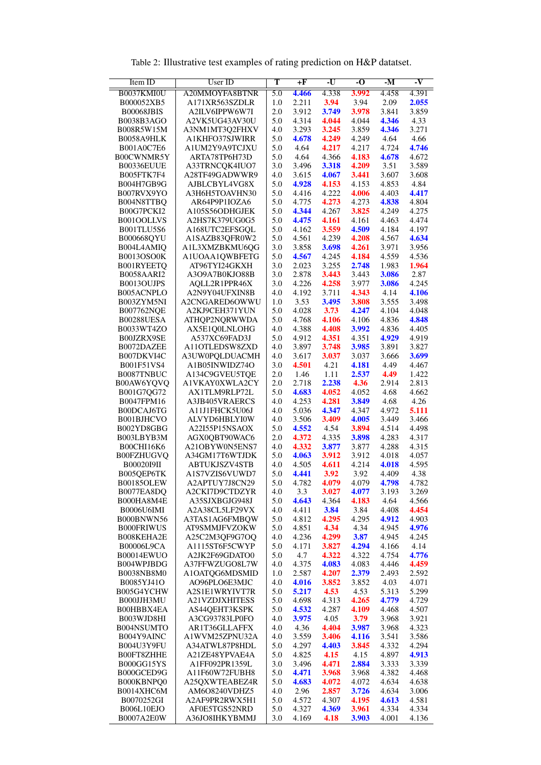Table 2: Illustrative test examples of rating prediction on H&P datatset.

| Item ID | User ID | T | +F | -U | -O | -M | -V |
|---|---|---|---|---|---|---|---|
| B0037KMI0U | A20MMOYFA8BTNR | 5.0 | 4.466 | 4.338 | 3.992 | 4.458 | 4.391 |
| B000052XB5 | A171XR563SZDLR | 1.0 | 2.211 | 3.94 | 3.94 | 2.09 | 2.055 |
| B00068JBIS | A2ILV6IPPW6W7I | 2.0 | 3.912 | 3.749 | 3.978 | 3.841 | 3.859 |
| B0038B3AGO | A2VK5UG43AV30U | 5.0 | 4.314 | 4.044 | 4.044 | 4.346 | 4.33 |
| B008R5W15M | A3NM1MT3Q2FHXV | 4.0 | 3.293 | 3.245 | 3.859 | 4.346 | 3.271 |
| B0058A9HLK | A1KHFO37SJWIRR | 5.0 | 4.678 | 4.249 | 4.249 | 4.64 | 4.66 |
| B001A0C7E6 | A1UM2Y9A9TCJXU | 5.0 | 4.64 | 4.217 | 4.217 | 4.724 | 4.746 |
| B00CWNMR5Y | ARTA78TP6H73D | 5.0 | 4.64 | 4.366 | 4.183 | 4.678 | 4.672 |
| B00336EUUE | A33TRNCQK4IUO7 | 3.0 | 3.496 | 3.318 | 4.209 | 3.51 | 3.589 |
| B005FTK7F4 | A28TF49GADWWR9 | 4.0 | 3.615 | 4.067 | 3.441 | 3.607 | 3.608 |
| B004H7GB9G | AJBLCBYL4VG8X | 5.0 | 4.928 | 4.153 | 4.153 | 4.853 | 4.84 |
| B007RVX9YO | A3H6H5TOAVHN30 | 5.0 | 4.416 | 4.222 | 4.006 | 4.403 | 4.417 |
| B004N8TTBQ | AR64P9P1IOZA6 | 5.0 | 4.775 | 4.273 | 4.273 | 4.838 | 4.804 |
| B00G7PCKI2 | A105S56ODHGJEK | 5.0 | 4.344 | 4.267 | 3.825 | 4.249 | 4.275 |
| B001OOLLVS | A2HS7K379UG0G5 | 5.0 | 4.475 | 4.161 | 4.161 | 4.463 | 4.474 |
| B001TLU5S6 | A168UTC2EFSGQL | 5.0 | 4.162 | 3.559 | 4.509 | 4.184 | 4.197 |
| B000668QYU | A1SAZB83QFR0W2 | 5.0 | 4.561 | 4.239 | 4.208 | 4.567 | 4.634 |
| B004L4AMIQ | A1L3XMZBKMU6QG | 3.0 | 3.858 | 3.698 | 4.261 | 3.971 | 3.956 |
| B0013OSO0K | A1UOAA1QWBFETG | 5.0 | 4.567 | 4.245 | 4.184 | 4.559 | 4.536 |
| B001RYEETQ | AT96TYI24GKXH | 3.0 | 2.023 | 3.255 | 2.748 | 1.983 | 1.964 |
| B0058AARI2 | A3O9A7B0KJO88B | 3.0 | 2.878 | 3.443 | 3.443 | 3.086 | 2.87 |
| B0013OUJPS | AQLL2R1PPR46X | 3.0 | 4.226 | 4.258 | 3.977 | 3.086 | 4.245 |
| B005ACNPLO | A2N9Y04UFXIN8B | 4.0 | 4.192 | 3.711 | 4.343 | 4.14 | 4.106 |
| B003ZYM5NI | A2CNGARED6OWWU | 1.0 | 3.53 | 3.495 | 3.808 | 3.555 | 3.498 |
| B007762NQE | A2KJ9CEH371YUN | 5.0 | 4.028 | 3.73 | 4.247 | 4.104 | 4.048 |
| B00288UESA | ATHQP2NQRWWDA | 5.0 | 4.768 | 4.106 | 4.106 | 4.836 | 4.848 |
| B0033WT4ZO | AX5E1Q0LNLOHG | 4.0 | 4.388 | 4.408 | 3.992 | 4.836 | 4.405 |
| B00JZRX9SE | A537XC69FAD3J | 5.0 | 4.912 | 4.351 | 4.351 | 4.929 | 4.919 |
| B0072DAZEE | A11OTLEDSW8ZXD | 4.0 | 3.897 | 3.748 | 3.985 | 3.891 | 3.827 |
| B007DKVI4C | A3UW0PQLDUACMH | 4.0 | 3.617 | 3.037 | 3.037 | 3.666 | 3.699 |
| B001F51VS4 | A1B05INWIDZ74O | 3.0 | 4.501 | 4.21 | 4.181 | 4.49 | 4.467 |
| B0087TNBUC | A134C9GVEU5TQE | 2.0 | 1.46 | 1.11 | 2.537 | 4.49 | 1.422 |
| B00AW6YQVQ | A1VKAY0XWLA2CY | 2.0 | 2.718 | 2.238 | 4.36 | 2.914 | 2.813 |
| B001G7QG72 | AX1TLM9RLP72L | 5.0 | 4.683 | 4.052 | 4.052 | 4.68 | 4.662 |
| B0047FPM16 | A3JB405VRAERCS | 4.0 | 4.253 | 4.281 | 3.849 | 4.68 | 4.26 |
| B00DCAJ6TG | A11J1FHCK5U06J | 4.0 | 5.036 | 4.347 | 4.347 | 4.972 | 5.111 |
| B001BJHCVO | ALVYD6HBLYI0W | 4.0 | 3.506 | 3.409 | 4.005 | 3.449 | 3.466 |
| B002YD8GBG | A22I55P15NSAOX | 5.0 | 4.552 | 4.54 | 3.894 | 4.514 | 4.498 |
| B003LBYB3M | AGX0QBT90WAC6 | 2.0 | 4.372 | 4.335 | 3.898 | 4.283 | 4.317 |
| B00CHI16K6 | A21OBYW0N5ENS7 | 4.0 | 4.332 | 3.877 | 3.877 | 4.288 | 4.315 |
| B00FZHUGVQ | A34GM17T6WTJDK | 5.0 | 4.063 | 3.912 | 3.912 | 4.018 | 4.057 |
| B00020I9II | ABTUKJSZV4STB | 4.0 | 4.505 | 4.611 | 4.214 | 4.018 | 4.595 |
| B005QEP6TK | A1S7VZIS6VUWD7 | 5.0 | 4.441 | 3.92 | 3.92 | 4.409 | 4.38 |
| B00185OLEW | A2APTUY7J8CN29 | 5.0 | 4.782 | 4.079 | 4.079 | 4.798 | 4.782 |
| B0077EA8DQ | A2CKI7D9CTDZYR | 4.0 | 3.3 | 3.027 | 4.077 | 3.193 | 3.269 |
| B000HA8M4E | A35SJXBGJG948J | 5.0 | 4.643 | 4.364 | 4.183 | 4.64 | 4.566 |
| B0006U6IMI | A2A38CL5LF29VX | 4.0 | 4.411 | 3.84 | 3.84 | 4.408 | 4.454 |
| B000BNWN56 | A3TAS1AG6FMBQW | 5.0 | 4.812 | 4.295 | 4.295 | 4.912 | 4.903 |
| B000FRIWUS | AT9SMMJFVZOKW | 5.0 | 4.851 | 4.34 | 4.34 | 4.945 | 4.976 |
| B008KEHA2E | A25C2M3QF9G7OQ | 4.0 | 4.236 | 4.299 | 3.87 | 4.945 | 4.245 |
| B00006L9CA | A1115ST6F5CWYP | 5.0 | 4.171 | 3.827 | 4.294 | 4.166 | 4.14 |
| B00014EWUO | A2JK2F69GDATO0 | 5.0 | 4.7 | 4.322 | 4.322 | 4.754 | 4.776 |
| B004WPJBDG | A37FFWZUGO8L7W | 4.0 | 4.375 | 4.083 | 4.083 | 4.446 | 4.459 |
| B0038NB8M0 | A1OATQG6MDSMID | 1.0 | 2.587 | 4.207 | 2.379 | 2.493 | 2.592 |
| B0085YJ41O | AO96PLO6E3MJC | 4.0 | 4.016 | 3.852 | 3.852 | 4.03 | 4.071 |
| B005G4YCHW | A2S1E1WRYIVT7R | 5.0 | 5.217 | 4.53 | 4.53 | 5.313 | 5.299 |
| B000JJH3MU | A21VZDJXHITESS | 5.0 | 4.698 | 4.313 | 4.265 | 4.779 | 4.729 |
| B00HBBX4EA | AS44QEHT3KSPK | 5.0 | 4.532 | 4.287 | 4.109 | 4.468 | 4.507 |
| B003WJD8HI | A3CG93783LP0FO | 4.0 | 3.975 | 4.05 | 3.79 | 3.968 | 3.921 |
| B004NSUMTO | AR1T36GLLAFFX | 4.0 | 4.36 | 4.404 | 3.987 | 3.968 | 4.323 |
| B004Y9AINC | A1WVM25ZPNU32A | 4.0 | 3.559 | 3.406 | 4.116 | 3.541 | 3.586 |
| B004U3Y9FU | A34ATWL87P8HDL | 5.0 | 4.297 | 4.403 | 3.845 | 4.332 | 4.294 |
| B00FT8ZHHE | A21ZE48YPVAE4A | 5.0 | 4.825 | 4.15 | 4.15 | 4.897 | 4.913 |
| B000GG15YS | A1FF092PR1359L | 3.0 | 3.496 | 4.471 | 2.884 | 3.333 | 3.339 |
| B000GCED9G | A11F60W72FUBH8 | 5.0 | 4.471 | 3.968 | 3.968 | 4.382 | 4.468 |
| B000KBNPQ0 | A25QXWTEABEZ4R | 5.0 | 4.683 | 4.072 | 4.072 | 4.634 | 4.638 |
| B0014XHC6M | AM6O8240VDHZ5 | 4.0 | 2.96 | 2.857 | 3.726 | 4.634 | 3.006 |
| B0070252GI | A2AF9PR2RWX5H1 | 5.0 | 4.572 | 4.307 | 4.195 | 4.613 | 4.581 |
| B006L10EJO | AF0E5TGS52NRD | 5.0 | 4.327 | 4.369 | 3.961 | 4.334 | 4.334 |
| B0007A2E0W | A36JO8IHKYBMMJ | 3.0 | 4.169 | 4.18 | 3.903 | 4.001 | 4.136 |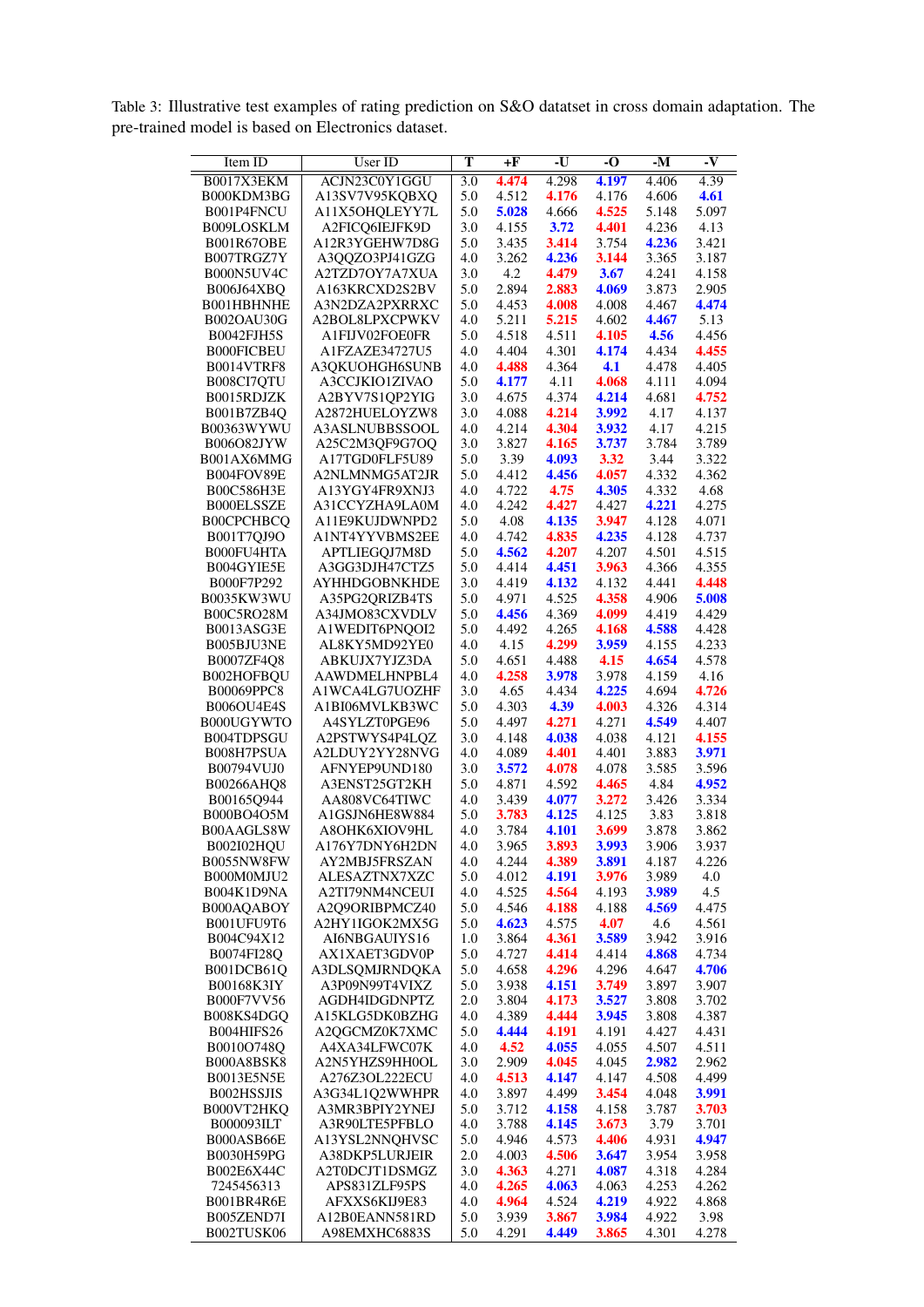Table 3: Illustrative test examples of rating prediction on S&O datatset in cross domain adaptation. The pre-trained model is based on Electronics dataset.

| Item ID | User ID | T | +F | -U | -O | -M | -V |
|---|---|---|---|---|---|---|---|
| B0017X3EKM | ACJN23C0Y1GGU | 3.0 | 4.474 | 4.298 | 4.197 | 4.406 | 4.39 |
| B000KDM3BG | A13SV7V95KQBXQ | 5.0 | 4.512 | 4.176 | 4.176 | 4.606 | 4.61 |
| B001P4FNCU | A11X5OHQLEYY7L | 5.0 | 5.028 | 4.666 | 4.525 | 5.148 | 5.097 |
| B009LOSKLM | A2FICQ6IEJFK9D | 3.0 | 4.155 | 4.2 | 3.72 | 4.401 | 4.236 | 4.13 |
| B001R67OBE | A12R3YGEHW7D8G | 5.0 | 3.435 | 3.414 | 3.754 | 4.236 | 3.421 |
| B007TRGZ7Y | A3QQZO3PJ41GZG | 4.0 | 3.262 | 4.236 | 3.144 | 3.365 | 3.187 |
| B000N5UV4C | A2TZD7OY7A7XUA | 3.0 | 4.479 | 3.67 | 4.241 | 4.158 | 4.158 |
| B006J64XBQ | A163KRCXD2S2BV | 5.0 | 2.894 | 2.883 | 4.069 | 3.873 | 2.905 |
| B001HBHNHE | A3N2DZA2PXRRXC | 5.0 | 4.453 | 4.008 | 4.008 | 4.467 | 4.474 |
| B002OAU30G | A2BOL8LPXCPWKV | 4.0 | 5.211 | 5.215 | 4.602 | 4.467 | 5.13 |
| B0042FJH5S | A1FIJV02FOE0FR | 5.0 | 4.518 | 4.511 | 4.105 | 4.56 | 4.456 |
| B000FICBEU | A1FZAZE34727U5 | 4.0 | 4.404 | 4.301 | 4.174 | 4.434 | 4.455 |
| B0014VTRF8 | A3QKUOHGH6SUNB | 4.0 | 4.488 | 4.364 | 4.1 | 4.478 | 4.405 |
| B008CI7QTU | A3CCJKIO1ZIVAO | 5.0 | 4.177 | 4.11 | 4.068 | 4.111 | 4.094 |
| B0015RDJZK | A2BYV7S1QP2YIG | 3.0 | 4.675 | 4.374 | 4.214 | 4.681 | 4.752 |
| B001B7ZB4Q | A2872HUELOYZW8 | 3.0 | 4.088 | 4.214 | 3.992 | 4.17 | 4.137 |
| B00363WYWU | A3ASLNUBBSSOOL | 4.0 | 4.214 | 4.304 | 3.932 | 4.17 | 4.215 |
| B006O82JYW | A25C2M3QF9G7OQ | 3.0 | 3.827 | 4.165 | 3.737 | 3.784 | 3.789 |
| B001AX6MMG | A17TGD0FLF5U89 | 5.0 | 3.39 | 4.093 | 3.32 | 3.44 | 3.322 |
| B004FOV89E | A2NLMNMG5AT2JR | 5.0 | 4.412 | 4.456 | 4.057 | 4.332 | 4.362 |
| B00C586H3E | A13YGY4FR9XNJ3 | 4.0 | 4.722 | 4.75 | 4.305 | 4.332 | 4.68 |
| B000ELSSZE | A31CCYZHA9LA0M | 4.0 | 4.242 | 4.427 | 4.427 | 4.221 | 4.275 |
| B00CPCHBCQ | A11E9KUJDWNPD2 | 5.0 | 4.08 | 4.135 | 3.947 | 4.128 | 4.071 |
| B001T7QJ9O | A1NT4YYVBMS2EE | 4.0 | 4.742 | 4.835 | 4.235 | 4.128 | 4.737 |
| B000FU4HTA | APTLIEGQJ7M8D | 5.0 | 4.562 | 4.207 | 4.207 | 4.501 | 4.515 |
| B004GYIE5E | A3GG3DJH47CTZ5 | 5.0 | 4.414 | 4.451 | 3.963 | 4.366 | 4.355 |
| B000F7P292 | AYHHDGOBNKHDE | 3.0 | 4.419 | 4.132 | 4.132 | 4.441 | 4.448 |
| B0035KW3WU | A35PG2QRIZB4TS | 5.0 | 4.971 | 4.525 | 4.358 | 4.906 | 5.008 |
| B00C5RO28M | A34JMO83CXVDLV | 5.0 | 4.456 | 4.369 | 4.099 | 4.419 | 4.429 |
| B0013ASG3E | A1WEDIT6PNQOI2 | 5.0 | 4.492 | 4.265 | 4.168 | 4.588 | 4.428 |
| B005BJU3NE | AL8KY5MD92YE0 | 4.0 | 4.15 | 4.299 | 3.959 | 4.155 | 4.233 |
| B0007ZF4Q8 | ABKUJX7YJZ3DA | 5.0 | 4.651 | 4.488 | 4.15 | 4.654 | 4.578 |
| B002HOFBQU | AAWDMELHNPBL4 | 4.0 | 4.258 | 3.978 | 3.978 | 4.159 | 4.16 |
| B00069PPC8 | A1WCA4LG7UOZHF | 4.0 | 4.65 | 4.434 | 4.225 | 4.694 | 4.726 |
| B006OU4E4S | A1BI06MVLKB3WC | 5.0 | 4.303 | 4.39 | 4.003 | 4.326 | 4.314 |
| B000UGYWTO | A4SYLZT0PGE96 | 5.0 | 4.497 | 4.271 | 4.271 | 4.549 | 4.407 |
| B004TDPSGU | A2PSTWYS4P4LQZ | 3.0 | 4.148 | 4.038 | 4.038 | 4.121 | 4.155 |
| B008H7PSUA | A2LDUY2YY28NVG | 4.0 | 4.089 | 4.401 | 4.401 | 3.883 | 3.971 |
| B00794VUJ0 | AFNYEP9UND180 | 3.0 | 3.572 | 4.078 | 4.078 | 3.585 | 3.596 |
| B00266AHQ8 | A3ENST25GT2KH | 5.0 | 4.871 | 4.592 | 4.465 | 4.84 | 4.952 |
| B00165Q944 | AA808VC64TIWC | 4.0 | 3.439 | 4.077 | 3.272 | 3.426 | 3.334 |
| B000BO4O5M | A1GSJN6HE8W884 | 5.0 | 3.783 | 4.125 | 4.125 | 3.83 | 3.818 |
| B00AAGLS8W | A8OHK6XIOV9HL | 4.0 | 3.784 | 4.101 | 3.699 | 3.878 | 3.862 |
| B002I02HQU | A176Y7DNY6H2DN | 4.0 | 3.965 | 3.893 | 3.993 | 3.906 | 3.937 |
| B0055NW8FW | AY2MBJ5FRSZAN | 4.0 | 4.244 | 4.389 | 3.891 | 4.187 | 4.226 |
| B000M0MJU2 | ALESAZTNX7XZC | 5.0 | 4.012 | 4.191 | 3.976 | 3.989 | 4.0 |
| B004K1D9NA | A2TI79NM4NCEUI | 4.0 | 4.525 | 4.564 | 4.193 | 3.989 | 4.5 |
| B000AQABOY | A2Q9ORIBPMCZ40 | 5.0 | 4.546 | 4.188 | 4.188 | 4.569 | 4.475 |
| B001UFU9T6 | A2HY1IGOK2MX5G | 5.0 | 4.623 | 4.575 | 4.07 | 4.6 | 4.561 |
| B004C94X12 | AI6NBGAUIYS16 | 1.0 | 3.864 | 4.361 | 3.589 | 3.942 | 3.916 |
| B0074FI28Q | AX1XAET3GDV0P | 5.0 | 4.727 | 4.414 | 4.414 | 4.868 | 4.734 |
| B001DCB61Q | A3DLSQMJRNDQKA | 5.0 | 4.658 | 4.296 | 4.296 | 4.647 | 4.706 |
| B00168K3IY | A3P09N99T4VIXZ | 5.0 | 3.938 | 4.151 | 3.749 | 3.897 | 3.907 |
| B000F7VV56 | AGDH4IDGDNPTZ | 2.0 | 3.804 | 4.173 | 3.527 | 3.808 | 3.702 |
| B008KS4DGQ | A15KLG5DK0BZHG | 4.0 | 4.389 | 4.444 | 3.945 | 3.808 | 4.387 |
| B004HIFS26 | A2QGCMZ0K7XMC | 5.0 | 4.444 | 4.191 | 4.191 | 4.427 | 4.431 |
| B0010O748Q | A4XA34LFWC07K | 4.0 | 4.52 | 4.055 | 4.055 | 4.507 | 4.511 |
| B000A8BSK8 | A2N5YHZS9HH0OL | 3.0 | 2.909 | 4.045 | 4.045 | 2.982 | 2.962 |
| B0013E5N5E | A276Z3OL222ECU | 4.0 | 4.513 | 4.147 | 4.147 | 4.508 | 4.499 |
| B002HSSJIS | A3G34L1Q2WWHPR | 4.0 | 3.897 | 4.499 | 3.454 | 4.048 | 3.991 |
| B000VT2HKQ | A3MR3BPIY2YNEJ | 5.0 | 3.712 | 4.158 | 4.158 | 3.787 | 3.703 |
| B000093ILT | A3R90LTE5PFBLO | 4.0 | 3.788 | 4.145 | 3.673 | 3.79 | 3.701 |
| B000ASB66E | A13YSL2NNQHVSC | 5.0 | 4.946 | 4.573 | 4.406 | 4.931 | 4.947 |
| B0030H59PG | A38DKP5LURJEIR | 2.0 | 4.003 | 4.506 | 3.647 | 3.954 | 3.958 |
| B002E6X44C | A2T0DCJT1DSMGZ | 3.0 | 4.363 | 4.271 | 4.087 | 4.318 | 4.284 |
| 7245456313 | APS831ZLF95PS | 4.0 | 4.265 | 4.063 | 4.063 | 4.253 | 4.262 |
| B001BR4R6E | AFXXS6KIJ9E83 | 4.0 | 4.964 | 4.524 | 4.219 | 4.922 | 4.868 |
| B005ZEND7I | A12B0EANN581RD | 5.0 | 3.939 | 3.867 | 3.984 | 4.922 | 3.98 |
| B002TUSK06 | A98EMXHC6883S | 5.0 | 4.291 | 4.449 | 3.865 | 4.301 | 4.278 |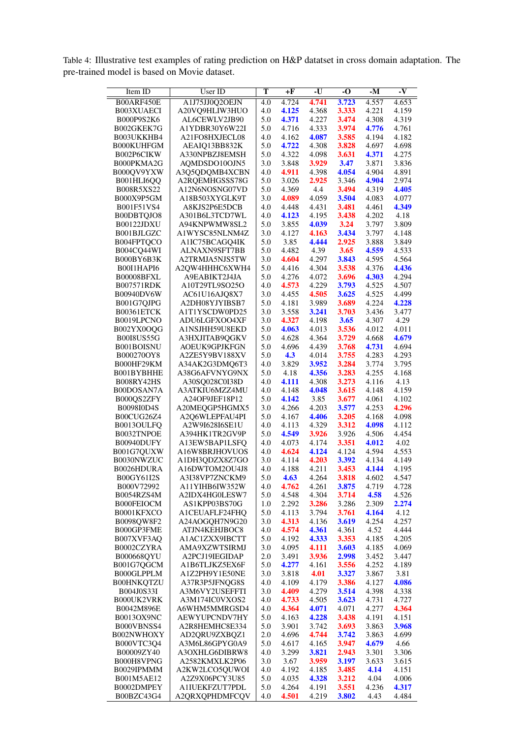Table 4: Illustrative test examples of rating prediction on H&P datatset in cross domain adaptation. The pre-trained model is based on Movie dataset.

| Item ID | User ID | T | +F | -U | -O | -M | -V |
|---|---|---|---|---|---|---|---|
| B00ARF450E | A1J75JJ0Q2OEJN | 4.0 | 4.724 | 4.741 | 3.723 | 4.557 | 4.653 |
| B003XUAECI | A20VQ9HLIW3HUO | 4.0 | 4.125 | 4.368 | 3.333 | 4.221 | 4.159 |
| B000P9SZ2K6 | AL6CEWLV2JB90 | 5.0 | 4.371 | 4.227 | 3.474 | 4.308 | 4.319 |
| B002GKEK7G | A1YDBR30Y6W22I | 5.0 | 4.716 | 4.333 | 3.974 | 4.776 | 4.761 |
| B003UKKHB4 | A21FO8HXJECL08 | 4.0 | 4.162 | 4.087 | 3.585 | 4.194 | 4.182 |
| B000KUHFGM | AEAIQ13BB832K | 5.0 | 4.722 | 4.308 | 3.828 | 4.697 | 4.698 |
| B002P6CIKW | A330NPBZJ8EMSH | 5.0 | 4.322 | 4.098 | 3.631 | 4.371 | 4.275 |
| B000PKMA2G | AQMDSDO10OJN5 | 3.0 | 3.848 | 3.929 | 3.47 | 3.871 | 3.836 |
| B000QV9YXW | A3Q5QDQMB4XCBN | 4.0 | 4.911 | 4.398 | 4.054 | 4.904 | 4.891 |
| B001HLI6QQ | A2RQEMHGSSS78G | 5.0 | 3.026 | 2.925 | 3.346 | 4.904 | 2.974 |
| B008R5XS22 | A12N6NOSNG07VD | 5.0 | 4.369 | 4.4 | 3.494 | 4.319 | 4.405 |
| B000X9P5GM | A18B503XYGLK9T | 3.0 | 4.089 | 4.059 | 3.504 | 4.083 | 4.077 |
| B001F51VS4 | A8KJS2P6E5DCB | 4.0 | 4.448 | 4.431 | 3.481 | 4.461 | 4.349 |
| B00DBTQJO8 | A301B6L3TCD7WL | 4.0 | 4.123 | 4.195 | 3.438 | 4.202 | 4.18 |
| B00122JDXU | A94KNPWMW8SL2 | 5.0 | 3.855 | 4.039 | 3.24 | 3.797 | 3.809 |
| B001BJLGZC | A1WYSC85NLNM4Z | 3.0 | 4.127 | 4.163 | 3.434 | 3.797 | 4.148 |
| B004FPTQCO | A1IC75BCAGQ4IK | 5.0 | 3.85 | 4.444 | 2.925 | 3.888 | 3.849 |
| B004CQ44WI | ALNAXN9SFT7BB | 5.0 | 4.482 | 4.39 | 3.65 | 4.559 | 4.533 |
| B000BY6B3K | A2TRMJA5NJS5TW | 3.0 | 4.604 | 4.297 | 3.843 | 4.595 | 4.564 |
| B00I1HAPI6 | A2QW4HHHC6XWH4 | 5.0 | 4.416 | 4.304 | 3.538 | 4.376 | 4.436 |
| B00008BFXL | A9EABIKT2J4JA | 5.0 | 4.276 | 4.072 | 3.696 | 4.303 | 4.294 |
| B007571RDK | A10T29TL9SO25O | 4.0 | 4.573 | 4.229 | 3.793 | 4.525 | 4.507 |
| B00940DV6W | AC61U16AJQ8X7 | 3.0 | 4.455 | 4.505 | 3.625 | 4.525 | 4.499 |
| B001G7QJPG | A2DH08YJYIBSB7 | 5.0 | 4.181 | 3.989 | 3.689 | 4.224 | 4.228 |
| B00361ETCK | A1T1YSCDW0PD25 | 3.0 | 3.558 | 3.241 | 3.703 | 3.436 | 3.477 |
| B0019LPCNO | ADU6LGFXOO4XF | 3.0 | 4.327 | 4.198 | 3.65 | 4.307 | 4.29 |
| B002YX0OQG | A1NSJHH59U8EKD | 5.0 | 4.063 | 4.013 | 3.536 | 4.012 | 4.011 |
| B00I8US55G | A3HXJITAB9QGKV | 5.0 | 4.628 | 4.364 | 3.729 | 4.668 | 4.679 |
| B001BOISNU | AOEUK9GPJKFGN | 5.0 | 4.696 | 4.439 | 3.768 | 4.731 | 4.694 |
| B000270OY8 | A2ZE5Y9BV188XV | 5.0 | 4.3 | 4.014 | 3.755 | 4.283 | 4.293 |
| B000HF29KM | A34AK2G3DMQ6T3 | 4.0 | 3.829 | 3.952 | 3.284 | 3.774 | 3.795 |
| B001BYBHHE | A38G6AFVNYG9NX | 5.0 | 4.18 | 4.356 | 3.283 | 4.255 | 4.168 |
| B008RY42HS | A30SQ028C0I38D | 4.0 | 4.111 | 4.308 | 3.273 | 4.116 | 4.13 |
| B00DOSAN7A | A3ATKIU6MZZ4MU | 4.0 | 4.148 | 4.048 | 3.615 | 4.148 | 4.159 |
| B000QS2ZFY | A24OF9JEF18P12 | 5.0 | 4.142 | 3.85 | 3.677 | 4.061 | 4.102 |
| B0098I0D4S | A20MEQGP5HGMX5 | 3.0 | 4.266 | 4.203 | 3.577 | 4.253 | 4.296 |
| B00CUG26Z4 | A2Q6WLEPFAU4PI | 5.0 | 4.167 | 4.406 | 3.205 | 4.168 | 4.098 |
| B0013OULFQ | A2W9I628I6SE1U | 4.0 | 4.113 | 4.329 | 3.312 | 4.098 | 4.112 |
| B0032TNPOE | A394HK1TR2GV9P | 5.0 | 4.549 | 3.926 | 3.926 | 4.506 | 4.454 |
| B00940DUFY | A13EW5BAP1LSFQ | 4.0 | 4.073 | 4.174 | 3.351 | 4.012 | 4.02 |
| B001G7QUXW | A16W8BRJHOVUOS | 4.0 | 4.624 | 4.124 | 4.124 | 4.594 | 4.553 |
| B0030NWZUC | A1DH3QDZX8Z7GO | 3.0 | 4.114 | 4.203 | 3.392 | 4.134 | 4.149 |
| B0026HDURA | A16DWTOM2OU4J8 | 4.0 | 4.188 | 4.211 | 3.453 | 4.144 | 4.195 |
| B00GY61I2S | A3I38VP7ZNCKM9 | 5.0 | 4.63 | 4.264 | 3.818 | 4.602 | 4.547 |
| B000V72992 | A11YIHB6IW352W | 4.0 | 4.762 | 4.261 | 3.875 | 4.719 | 4.728 |
| B0054RZS4M | A2IDX4HG0LESW7 | 5.0 | 4.548 | 4.304 | 3.714 | 4.58 | 4.526 |
| B000FEIOCM | AS1KPP03BS70G | 1.0 | 2.292 | 3.286 | 3.286 | 2.309 | 2.274 |
| B0001KFXCO | A1CEUAFLF24FHQ | 5.0 | 4.113 | 3.794 | 3.761 | 4.164 | 4.12 |
| B0098QW8F2 | A24AOGQH7N9G20 | 3.0 | 4.313 | 4.136 | 3.619 | 4.254 | 4.257 |
| B000GP3FME | ATJN4KEHJBOC8 | 4.0 | 4.574 | 4.361 | 4.361 | 4.52 | 4.444 |
| B007XVF3AQ | A1AC1ZXX9IBCTT | 5.0 | 4.192 | 4.333 | 3.353 | 4.185 | 4.205 |
| B0002CZYRA | AMA9XZWTSIRMJ | 3.0 | 4.095 | 4.111 | 3.603 | 4.185 | 4.069 |
| B000668QYU | A2PCJ19IEGIDAP | 2.0 | 3.491 | 3.936 | 2.998 | 3.452 | 3.447 |
| B001G7QGCM | A1B6TLJKZ5EX6F | 5.0 | 4.277 | 4.161 | 3.556 | 4.252 | 4.189 |
| B000GLPPLM | A1Z2PH9Y1E50NE | 3.0 | 3.818 | 4.01 | 3.327 | 3.867 | 3.81 |
| B00HNKQTZU | A37R3P5JFNQG8S | 4.0 | 4.109 | 4.179 | 3.386 | 4.127 | 4.086 |
| B004J0S33I | A3M6VY2USEFFTI | 3.0 | 4.409 | 4.279 | 3.514 | 4.398 | 4.338 |
| B000UK2VRK | A3M174IC0VXOS2 | 4.0 | 4.733 | 4.505 | 3.623 | 4.731 | 4.727 |
| B0042M896E | A6WHM5MMRGSD4 | 4.0 | 4.364 | 4.071 | 4.071 | 4.277 | 4.364 |
| B0013OX9NC | AEWYUPCNDV7HY | 5.0 | 4.163 | 4.228 | 3.438 | 4.191 | 4.151 |
| B000VBNSS4 | A2R8HEMHC8E334 | 5.0 | 3.901 | 3.742 | 3.693 | 3.863 | 3.968 |
| B002NWHOXY | AD2QRU9ZXBQZ1 | 2.0 | 4.696 | 4.744 | 3.742 | 3.863 | 4.699 |
| B000VTC3Q4 | A3M6L86GPYG0A9 | 5.0 | 4.617 | 4.165 | 3.947 | 4.679 | 4.66 |
| B00009ZY40 | A3OXHLG6DIBRW8 | 4.0 | 3.299 | 3.821 | 2.943 | 3.301 | 3.306 |
| B000H8VPNG | A2582KMXLK2P06 | 3.0 | 3.67 | 3.959 | 3.197 | 3.633 | 3.615 |
| B0029IPMMM | A2KW2LCO5QUWOI | 4.0 | 4.192 | 4.185 | 3.485 | 4.14 | 4.151 |
| B001M5AE12 | A2Z9X06PCY3U85 | 5.0 | 4.035 | 4.328 | 3.212 | 4.04 | 4.006 |
| B0002DMPEY | A1IUEKFZUT7PDL | 5.0 | 4.264 | 4.191 | 3.551 | 4.236 | 4.317 |
| B00BZC43G4 | A2QRXQPHDMFCQV | 4.0 | 4.501 | 4.219 | 3.802 | 4.43 | 4.484 |